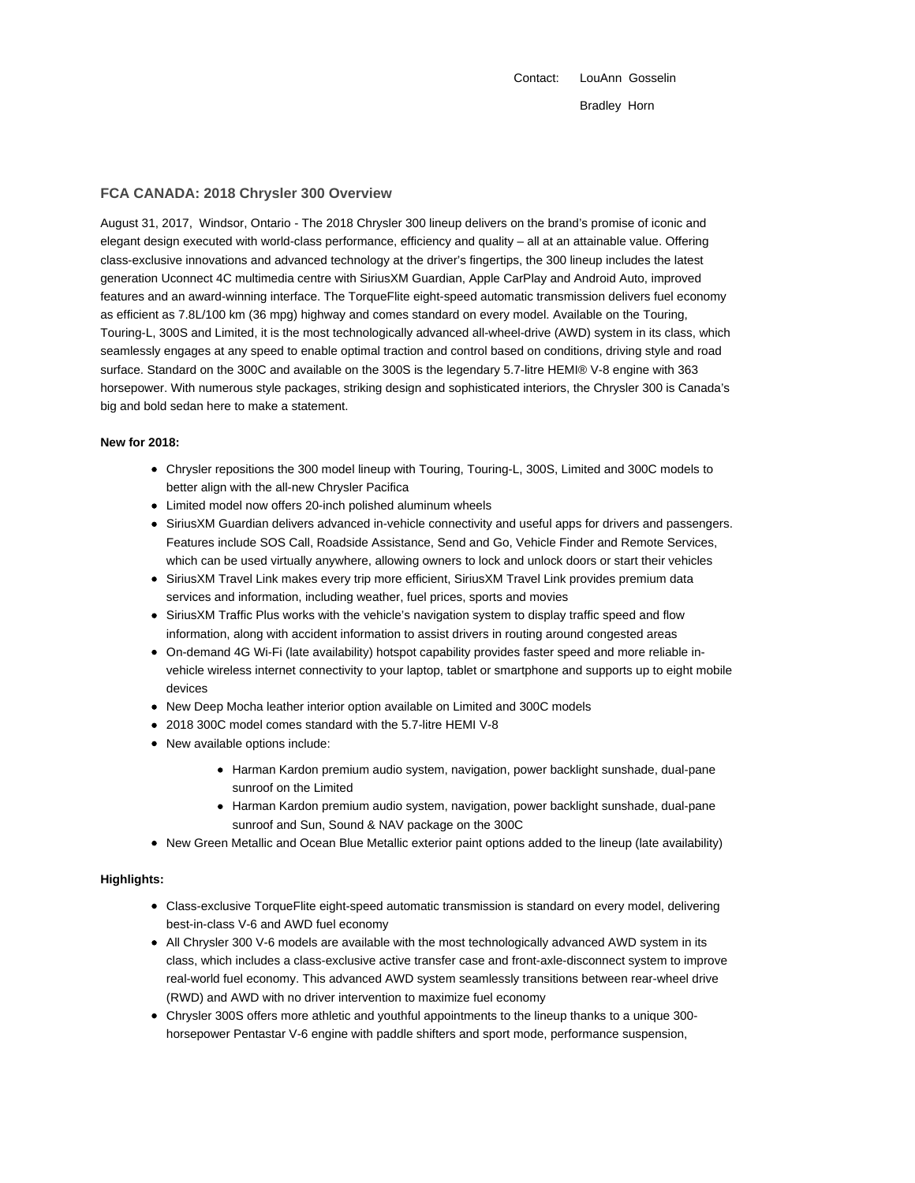Contact: LouAnn Gosselin

Bradley Horn

## FCA CANADA: 2018 Chrysler 300 Overview

August 31, 2017, Windsor, Ontario - The 2018 Chrysler 300 lineup delivers on the brand's promise of iconic and elegant design executed with world-class performance, efficiency and quality – all at an attainable value. Offering class-exclusive innovations and advanced technology at the driver's fingertips, the 300 lineup includes the latest generation Uconnect 4C multimedia centre with SiriusXM Guardian, Apple CarPlay and Android Auto, improved features and an award-winning interface. The TorqueFlite eight-speed automatic transmission delivers fuel economy as efficient as 7.8L/100 km (36 mpg) highway and comes standard on every model. Available on the Touring, Touring-L, 300S and Limited, it is the most technologically advanced all-wheel-drive (AWD) system in its class, which seamlessly engages at any speed to enable optimal traction and control based on conditions, driving style and road surface. Standard on the 300C and available on the 300S is the legendary 5.7-litre HEMI® V-8 engine with 363 horsepower. With numerous style packages, striking design and sophisticated interiors, the Chrysler 300 is Canada's big and bold sedan here to make a statement.

**New for 2018:**

- Chrysler repositions the 300 model lineup with Touring, Touring-L, 300S, Limited and 300C models to better align with the all-new Chrysler Pacifica
- Limited model now offers 20-inch polished aluminum wheels
- SiriusXM Guardian delivers advanced in-vehicle connectivity and useful apps for drivers and passengers. Features include SOS Call, Roadside Assistance, Send and Go, Vehicle Finder and Remote Services, which can be used virtually anywhere, allowing owners to lock and unlock doors or start their vehicles
- SiriusXM Travel Link makes every trip more efficient, SiriusXM Travel Link provides premium data services and information, including weather, fuel prices, sports and movies
- SiriusXM Traffic Plus works with the vehicle's navigation system to display traffic speed and flow information, along with accident information to assist drivers in routing around congested areas
- On-demand 4G Wi-Fi (late availability) hotspot capability provides faster speed and more reliable in-vehicle wireless internet connectivity to your laptop, tablet or smartphone and supports up to eight mobile devices
- New Deep Mocha leather interior option available on Limited and 300C models
- 2018 300C model comes standard with the 5.7-litre HEMI V-8
- New available options include:
  - Harman Kardon premium audio system, navigation, power backlight sunshade, dual-pane sunroof on the Limited
  - Harman Kardon premium audio system, navigation, power backlight sunshade, dual-pane sunroof and Sun, Sound & NAV package on the 300C
- New Green Metallic and Ocean Blue Metallic exterior paint options added to the lineup (late availability)

**Highlights:**

- Class-exclusive TorqueFlite eight-speed automatic transmission is standard on every model, delivering best-in-class V-6 and AWD fuel economy
- All Chrysler 300 V-6 models are available with the most technologically advanced AWD system in its class, which includes a class-exclusive active transfer case and front-axle-disconnect system to improve real-world fuel economy. This advanced AWD system seamlessly transitions between rear-wheel drive (RWD) and AWD with no driver intervention to maximize fuel economy
- Chrysler 300S offers more athletic and youthful appointments to the lineup thanks to a unique 300-horsepower Pentastar V-6 engine with paddle shifters and sport mode, performance suspension,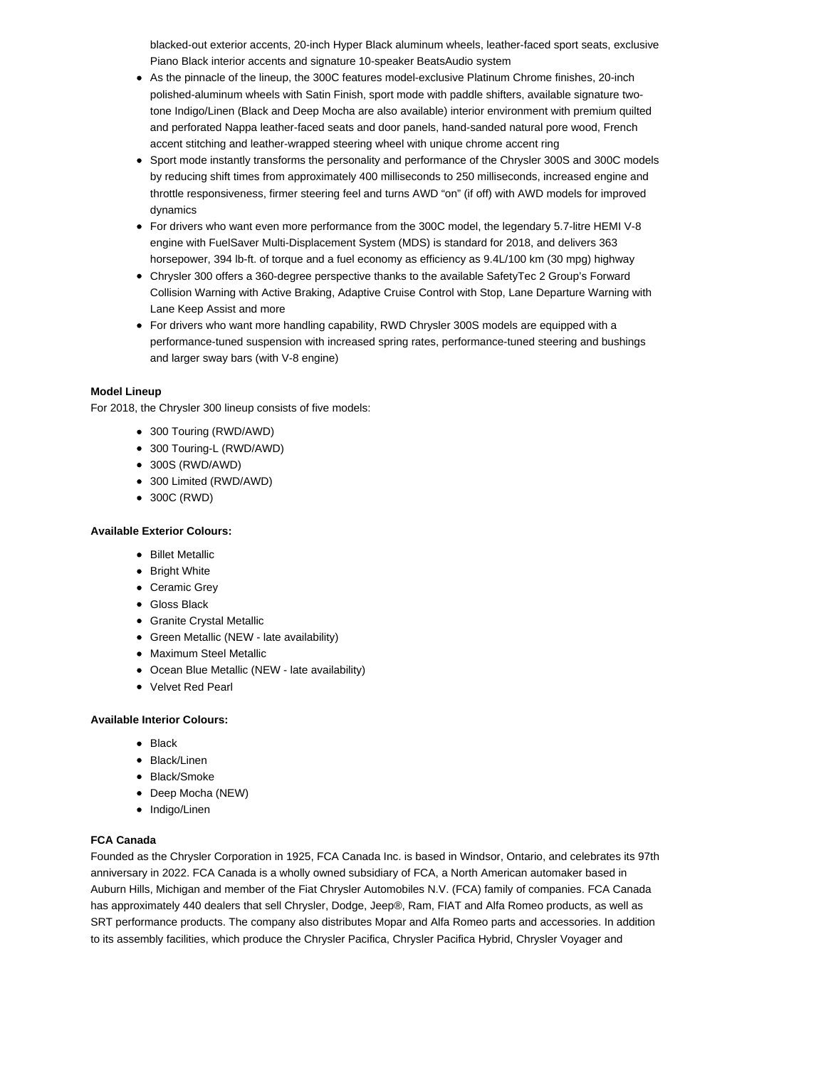- blacked-out exterior accents, 20-inch Hyper Black aluminum wheels, leather-faced sport seats, exclusive Piano Black interior accents and signature 10-speaker BeatsAudio system
- As the pinnacle of the lineup, the 300C features model-exclusive Platinum Chrome finishes, 20-inch polished-aluminum wheels with Satin Finish, sport mode with paddle shifters, available signature two-tone Indigo/Linen (Black and Deep Mocha are also available) interior environment with premium quilted and perforated Nappa leather-faced seats and door panels, hand-sanded natural pore wood, French accent stitching and leather-wrapped steering wheel with unique chrome accent ring
- Sport mode instantly transforms the personality and performance of the Chrysler 300S and 300C models by reducing shift times from approximately 400 milliseconds to 250 milliseconds, increased engine and throttle responsiveness, firmer steering feel and turns AWD "on" (if off) with AWD models for improved dynamics
- For drivers who want even more performance from the 300C model, the legendary 5.7-litre HEMI V-8 engine with FuelSaver Multi-Displacement System (MDS) is standard for 2018, and delivers 363 horsepower, 394 lb-ft. of torque and a fuel economy as efficiency as 9.4L/100 km (30 mpg) highway
- Chrysler 300 offers a 360-degree perspective thanks to the available SafetyTec 2 Group's Forward Collision Warning with Active Braking, Adaptive Cruise Control with Stop, Lane Departure Warning with Lane Keep Assist and more
- For drivers who want more handling capability, RWD Chrysler 300S models are equipped with a performance-tuned suspension with increased spring rates, performance-tuned steering and bushings and larger sway bars (with V-8 engine)

**Model Lineup**

For 2018, the Chrysler 300 lineup consists of five models:

- 300 Touring (RWD/AWD)
- 300 Touring-L (RWD/AWD)
- 300S (RWD/AWD)
- 300 Limited (RWD/AWD)
- 300C (RWD)

**Available Exterior Colours:**

- Billet Metallic
- Bright White
- Ceramic Grey
- Gloss Black
- Granite Crystal Metallic
- Green Metallic (NEW - late availability)
- Maximum Steel Metallic
- Ocean Blue Metallic (NEW - late availability)
- Velvet Red Pearl

**Available Interior Colours:**

- Black
- Black/Linen
- Black/Smoke
- Deep Mocha (NEW)
- Indigo/Linen

**FCA Canada**

Founded as the Chrysler Corporation in 1925, FCA Canada Inc. is based in Windsor, Ontario, and celebrates its 97th anniversary in 2022. FCA Canada is a wholly owned subsidiary of FCA, a North American automaker based in Auburn Hills, Michigan and member of the Fiat Chrysler Automobiles N.V. (FCA) family of companies. FCA Canada has approximately 440 dealers that sell Chrysler, Dodge, Jeep®, Ram, FIAT and Alfa Romeo products, as well as SRT performance products. The company also distributes Mopar and Alfa Romeo parts and accessories. In addition to its assembly facilities, which produce the Chrysler Pacifica, Chrysler Pacifica Hybrid, Chrysler Voyager and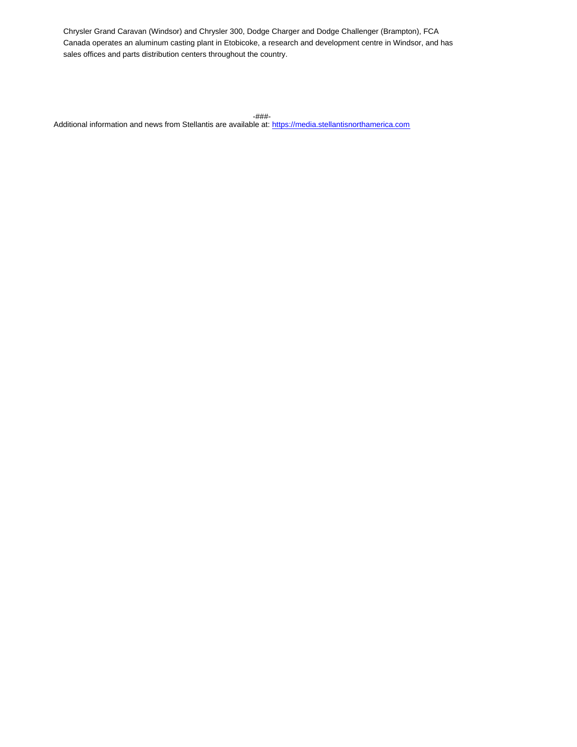Chrysler Grand Caravan (Windsor) and Chrysler 300, Dodge Charger and Dodge Challenger (Brampton), FCA Canada operates an aluminum casting plant in Etobicoke, a research and development centre in Windsor, and has sales offices and parts distribution centers throughout the country.

-###-

Additional information and news from Stellantis are available at: [https://media.stellantisnorthamerica.com](https://media.stellantisnorthamerica.com)